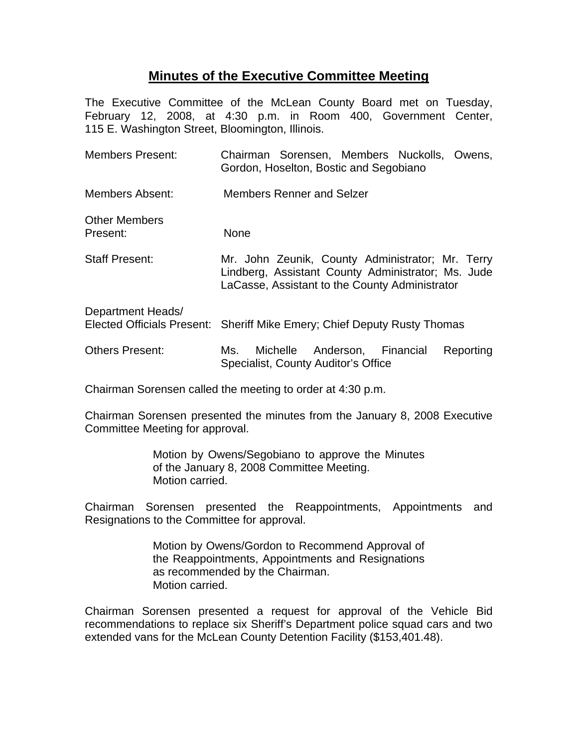# Minutes of the Executive Committee Meeting

The Executive Committee of the McLean County Board met on Tuesday, February 12, 2008, at 4:30 p.m. in Room 400, Government Center, 115 E. Washington Street, Bloomington, Illinois.

| | |
|---|---|
| Members Present: | Chairman Sorensen, Members Nuckolls, Owens, Gordon, Hoselton, Bostic and Segobiano |
| Members Absent: | Members Renner and Selzer |
| Other Members Present: | None |
| Staff Present: | Mr. John Zeunik, County Administrator; Mr. Terry Lindberg, Assistant County Administrator; Ms. Jude LaCasse, Assistant to the County Administrator |
| Department Heads/ Elected Officials Present: | Sheriff Mike Emery; Chief Deputy Rusty Thomas |
| Others Present: | Ms. Michelle Anderson, Financial Reporting Specialist, County Auditor's Office |

Chairman Sorensen called the meeting to order at 4:30 p.m.

Chairman Sorensen presented the minutes from the January 8, 2008 Executive Committee Meeting for approval.

> Motion by Owens/Segobiano to approve the Minutes of the January 8, 2008 Committee Meeting.
> Motion carried.

Chairman Sorensen presented the Reappointments, Appointments and Resignations to the Committee for approval.

> Motion by Owens/Gordon to Recommend Approval of the Reappointments, Appointments and Resignations as recommended by the Chairman.
> Motion carried.

Chairman Sorensen presented a request for approval of the Vehicle Bid recommendations to replace six Sheriff's Department police squad cars and two extended vans for the McLean County Detention Facility ($153,401.48).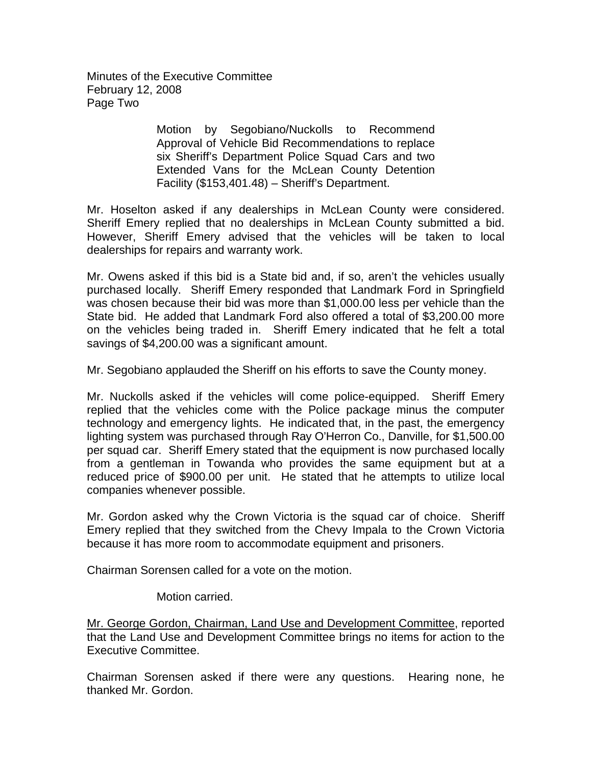Motion by Segobiano/Nuckolls to Recommend Approval of Vehicle Bid Recommendations to replace six Sheriff's Department Police Squad Cars and two Extended Vans for the McLean County Detention Facility ($153,401.48) – Sheriff's Department.

Mr. Hoselton asked if any dealerships in McLean County were considered. Sheriff Emery replied that no dealerships in McLean County submitted a bid. However, Sheriff Emery advised that the vehicles will be taken to local dealerships for repairs and warranty work.

Mr. Owens asked if this bid is a State bid and, if so, aren't the vehicles usually purchased locally. Sheriff Emery responded that Landmark Ford in Springfield was chosen because their bid was more than $1,000.00 less per vehicle than the State bid. He added that Landmark Ford also offered a total of $3,200.00 more on the vehicles being traded in. Sheriff Emery indicated that he felt a total savings of $4,200.00 was a significant amount.

Mr. Segobiano applauded the Sheriff on his efforts to save the County money.

Mr. Nuckolls asked if the vehicles will come police-equipped. Sheriff Emery replied that the vehicles come with the Police package minus the computer technology and emergency lights. He indicated that, in the past, the emergency lighting system was purchased through Ray O'Herron Co., Danville, for $1,500.00 per squad car. Sheriff Emery stated that the equipment is now purchased locally from a gentleman in Towanda who provides the same equipment but at a reduced price of $900.00 per unit. He stated that he attempts to utilize local companies whenever possible.

Mr. Gordon asked why the Crown Victoria is the squad car of choice. Sheriff Emery replied that they switched from the Chevy Impala to the Crown Victoria because it has more room to accommodate equipment and prisoners.

Chairman Sorensen called for a vote on the motion.

Motion carried.

Mr. George Gordon, Chairman, Land Use and Development Committee, reported that the Land Use and Development Committee brings no items for action to the Executive Committee.

Chairman Sorensen asked if there were any questions. Hearing none, he thanked Mr. Gordon.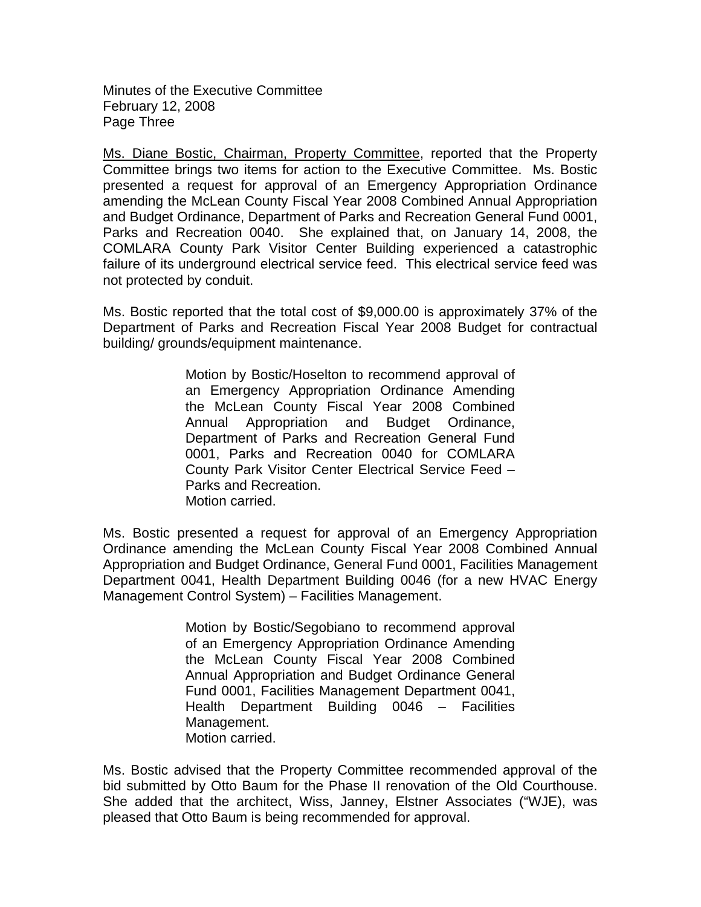Ms. Diane Bostic, Chairman, Property Committee, reported that the Property Committee brings two items for action to the Executive Committee. Ms. Bostic presented a request for approval of an Emergency Appropriation Ordinance amending the McLean County Fiscal Year 2008 Combined Annual Appropriation and Budget Ordinance, Department of Parks and Recreation General Fund 0001, Parks and Recreation 0040. She explained that, on January 14, 2008, the COMLARA County Park Visitor Center Building experienced a catastrophic failure of its underground electrical service feed. This electrical service feed was not protected by conduit.

Ms. Bostic reported that the total cost of $9,000.00 is approximately 37% of the Department of Parks and Recreation Fiscal Year 2008 Budget for contractual building/ grounds/equipment maintenance.

> Motion by Bostic/Hoselton to recommend approval of an Emergency Appropriation Ordinance Amending the McLean County Fiscal Year 2008 Combined Annual Appropriation and Budget Ordinance, Department of Parks and Recreation General Fund 0001, Parks and Recreation 0040 for COMLARA County Park Visitor Center Electrical Service Feed – Parks and Recreation.
> Motion carried.

Ms. Bostic presented a request for approval of an Emergency Appropriation Ordinance amending the McLean County Fiscal Year 2008 Combined Annual Appropriation and Budget Ordinance, General Fund 0001, Facilities Management Department 0041, Health Department Building 0046 (for a new HVAC Energy Management Control System) – Facilities Management.

> Motion by Bostic/Segobiano to recommend approval of an Emergency Appropriation Ordinance Amending the McLean County Fiscal Year 2008 Combined Annual Appropriation and Budget Ordinance General Fund 0001, Facilities Management Department 0041, Health Department Building 0046 – Facilities Management.
> Motion carried.

Ms. Bostic advised that the Property Committee recommended approval of the bid submitted by Otto Baum for the Phase II renovation of the Old Courthouse. She added that the architect, Wiss, Janney, Elstner Associates ("WJE), was pleased that Otto Baum is being recommended for approval.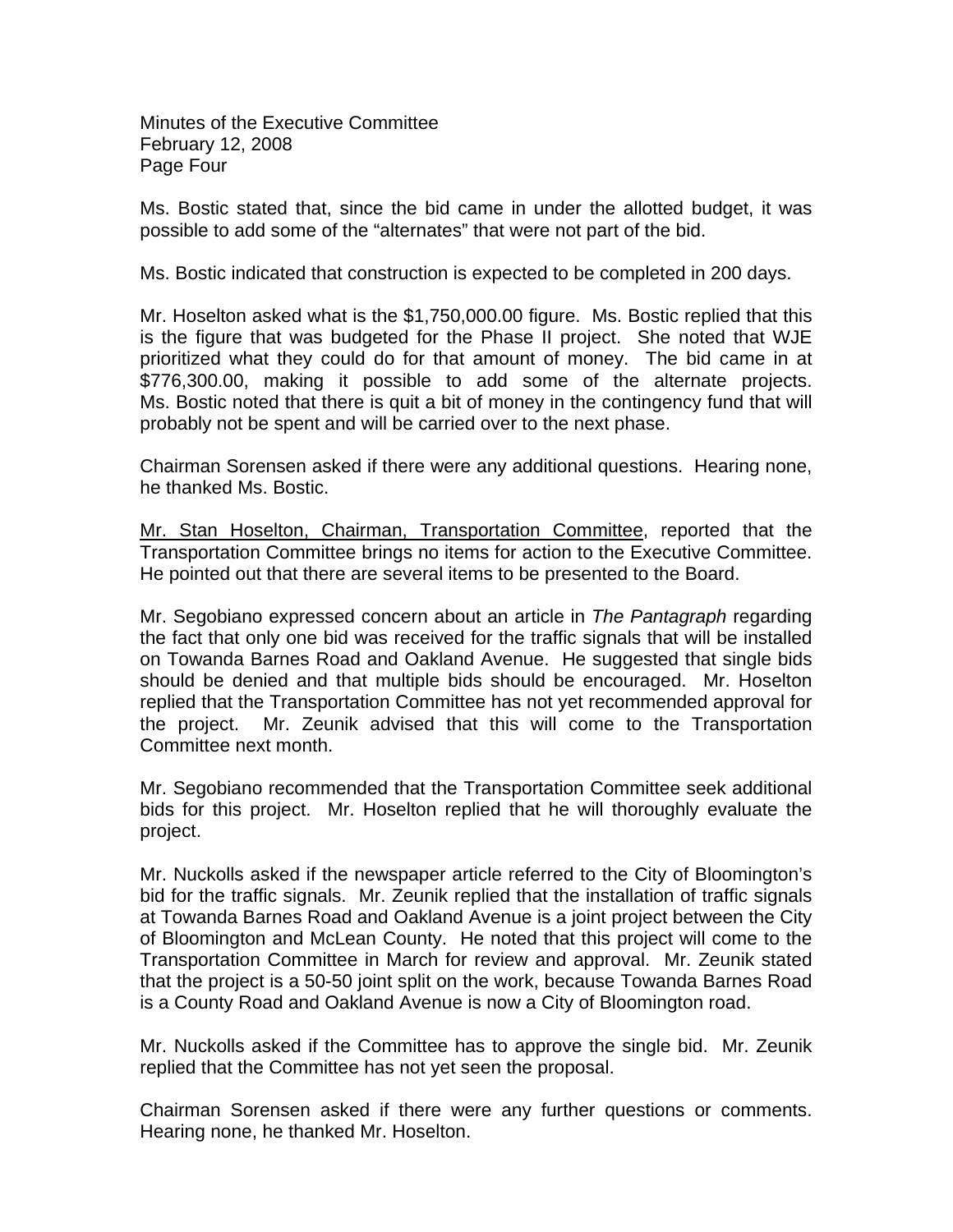Ms. Bostic stated that, since the bid came in under the allotted budget, it was possible to add some of the "alternates" that were not part of the bid.

Ms. Bostic indicated that construction is expected to be completed in 200 days.

Mr. Hoselton asked what is the $1,750,000.00 figure. Ms. Bostic replied that this is the figure that was budgeted for the Phase II project. She noted that WJE prioritized what they could do for that amount of money. The bid came in at $776,300.00, making it possible to add some of the alternate projects. Ms. Bostic noted that there is quit a bit of money in the contingency fund that will probably not be spent and will be carried over to the next phase.

Chairman Sorensen asked if there were any additional questions. Hearing none, he thanked Ms. Bostic.

Mr. Stan Hoselton, Chairman, Transportation Committee, reported that the Transportation Committee brings no items for action to the Executive Committee. He pointed out that there are several items to be presented to the Board.

Mr. Segobiano expressed concern about an article in *The Pantagraph* regarding the fact that only one bid was received for the traffic signals that will be installed on Towanda Barnes Road and Oakland Avenue. He suggested that single bids should be denied and that multiple bids should be encouraged. Mr. Hoselton replied that the Transportation Committee has not yet recommended approval for the project. Mr. Zeunik advised that this will come to the Transportation Committee next month.

Mr. Segobiano recommended that the Transportation Committee seek additional bids for this project. Mr. Hoselton replied that he will thoroughly evaluate the project.

Mr. Nuckolls asked if the newspaper article referred to the City of Bloomington's bid for the traffic signals. Mr. Zeunik replied that the installation of traffic signals at Towanda Barnes Road and Oakland Avenue is a joint project between the City of Bloomington and McLean County. He noted that this project will come to the Transportation Committee in March for review and approval. Mr. Zeunik stated that the project is a 50-50 joint split on the work, because Towanda Barnes Road is a County Road and Oakland Avenue is now a City of Bloomington road.

Mr. Nuckolls asked if the Committee has to approve the single bid. Mr. Zeunik replied that the Committee has not yet seen the proposal.

Chairman Sorensen asked if there were any further questions or comments. Hearing none, he thanked Mr. Hoselton.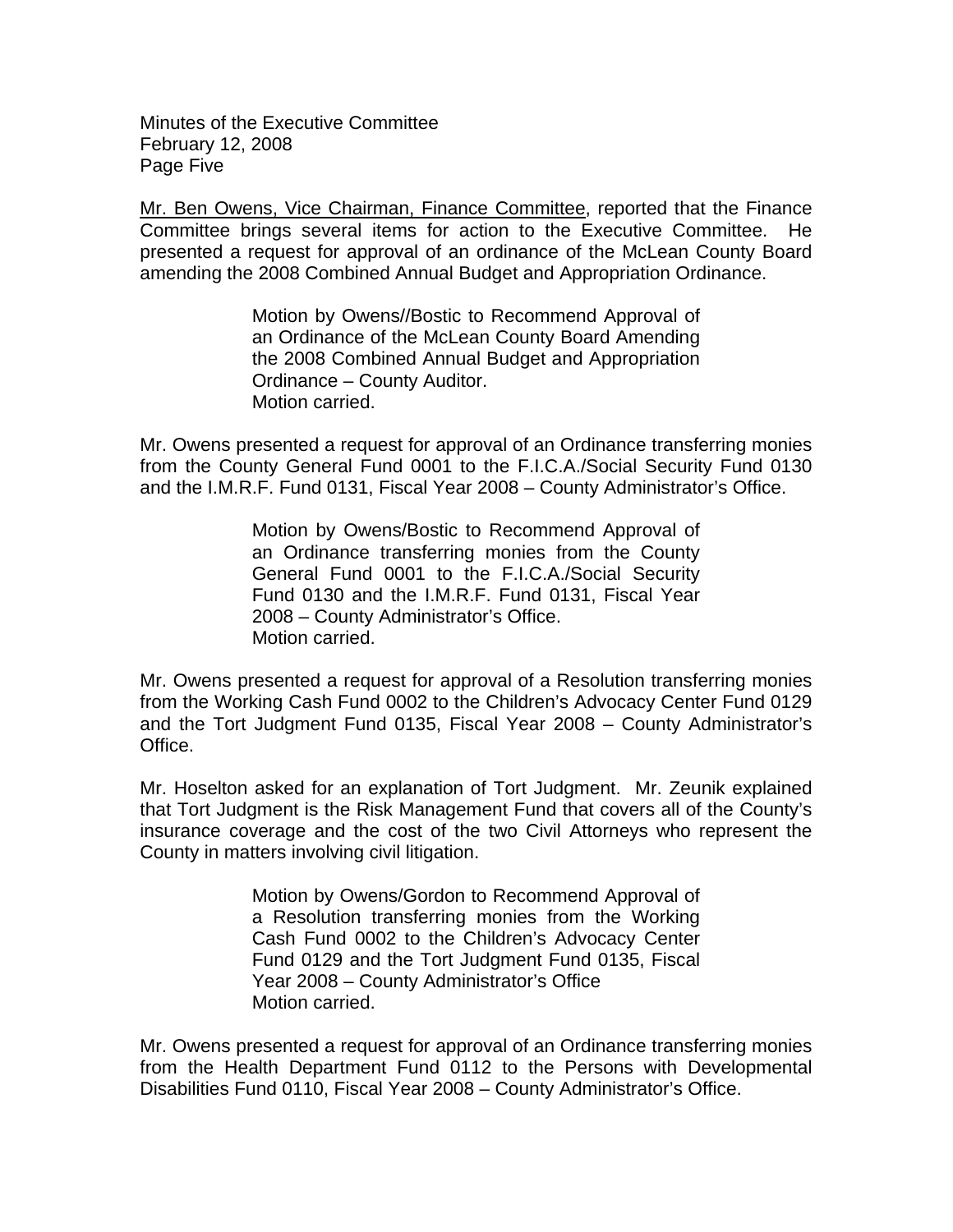Mr. Ben Owens, Vice Chairman, Finance Committee, reported that the Finance Committee brings several items for action to the Executive Committee. He presented a request for approval of an ordinance of the McLean County Board amending the 2008 Combined Annual Budget and Appropriation Ordinance.

> Motion by Owens//Bostic to Recommend Approval of an Ordinance of the McLean County Board Amending the 2008 Combined Annual Budget and Appropriation Ordinance – County Auditor.
> Motion carried.

Mr. Owens presented a request for approval of an Ordinance transferring monies from the County General Fund 0001 to the F.I.C.A./Social Security Fund 0130 and the I.M.R.F. Fund 0131, Fiscal Year 2008 – County Administrator's Office.

> Motion by Owens/Bostic to Recommend Approval of an Ordinance transferring monies from the County General Fund 0001 to the F.I.C.A./Social Security Fund 0130 and the I.M.R.F. Fund 0131, Fiscal Year 2008 – County Administrator's Office.
> Motion carried.

Mr. Owens presented a request for approval of a Resolution transferring monies from the Working Cash Fund 0002 to the Children's Advocacy Center Fund 0129 and the Tort Judgment Fund 0135, Fiscal Year 2008 – County Administrator's Office.

Mr. Hoselton asked for an explanation of Tort Judgment. Mr. Zeunik explained that Tort Judgment is the Risk Management Fund that covers all of the County's insurance coverage and the cost of the two Civil Attorneys who represent the County in matters involving civil litigation.

> Motion by Owens/Gordon to Recommend Approval of a Resolution transferring monies from the Working Cash Fund 0002 to the Children's Advocacy Center Fund 0129 and the Tort Judgment Fund 0135, Fiscal Year 2008 – County Administrator's Office
> Motion carried.

Mr. Owens presented a request for approval of an Ordinance transferring monies from the Health Department Fund 0112 to the Persons with Developmental Disabilities Fund 0110, Fiscal Year 2008 – County Administrator's Office.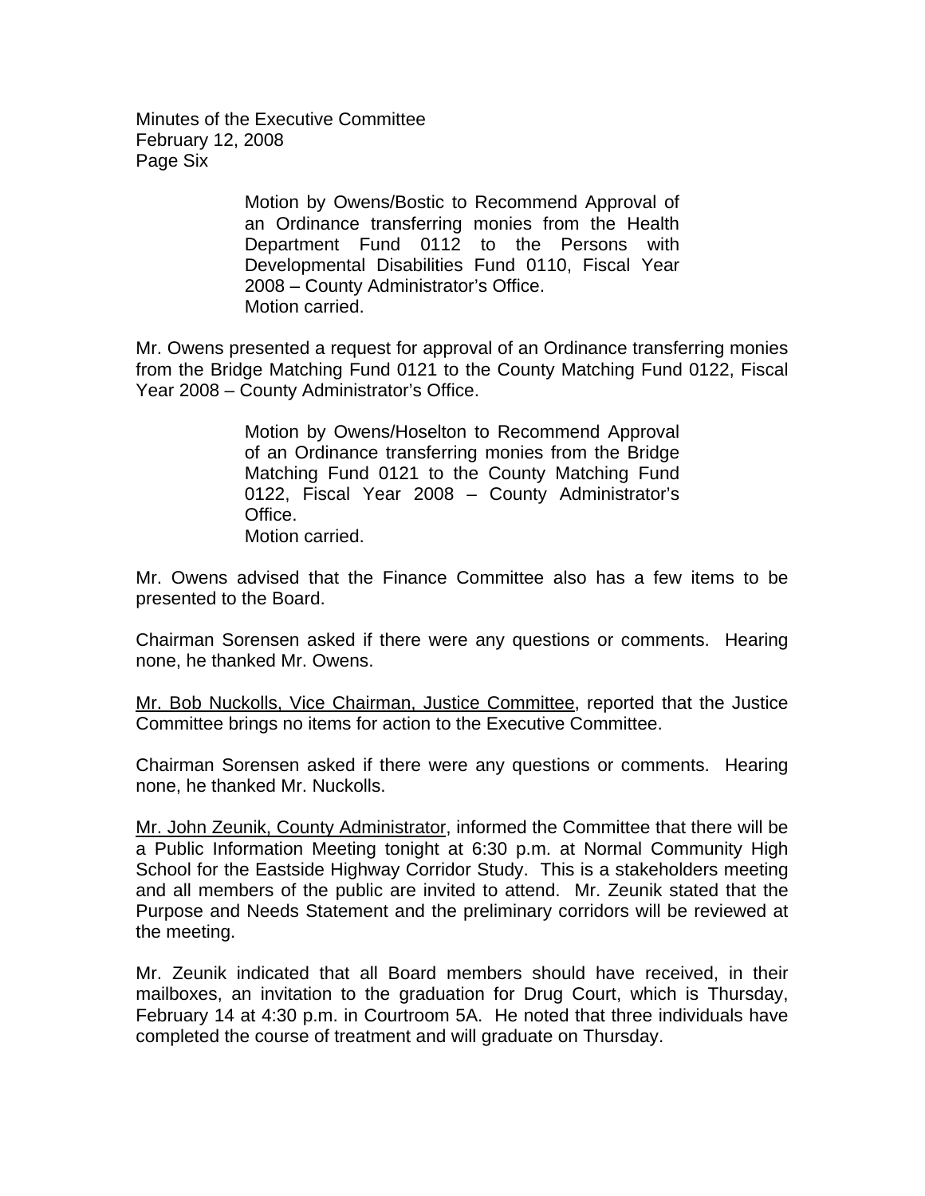Motion by Owens/Bostic to Recommend Approval of an Ordinance transferring monies from the Health Department Fund 0112 to the Persons with Developmental Disabilities Fund 0110, Fiscal Year 2008 – County Administrator's Office.
Motion carried.

Mr. Owens presented a request for approval of an Ordinance transferring monies from the Bridge Matching Fund 0121 to the County Matching Fund 0122, Fiscal Year 2008 – County Administrator's Office.

Motion by Owens/Hoselton to Recommend Approval of an Ordinance transferring monies from the Bridge Matching Fund 0121 to the County Matching Fund 0122, Fiscal Year 2008 – County Administrator's Office.
Motion carried.

Mr. Owens advised that the Finance Committee also has a few items to be presented to the Board.

Chairman Sorensen asked if there were any questions or comments. Hearing none, he thanked Mr. Owens.

Mr. Bob Nuckolls, Vice Chairman, Justice Committee, reported that the Justice Committee brings no items for action to the Executive Committee.

Chairman Sorensen asked if there were any questions or comments. Hearing none, he thanked Mr. Nuckolls.

Mr. John Zeunik, County Administrator, informed the Committee that there will be a Public Information Meeting tonight at 6:30 p.m. at Normal Community High School for the Eastside Highway Corridor Study. This is a stakeholders meeting and all members of the public are invited to attend. Mr. Zeunik stated that the Purpose and Needs Statement and the preliminary corridors will be reviewed at the meeting.

Mr. Zeunik indicated that all Board members should have received, in their mailboxes, an invitation to the graduation for Drug Court, which is Thursday, February 14 at 4:30 p.m. in Courtroom 5A. He noted that three individuals have completed the course of treatment and will graduate on Thursday.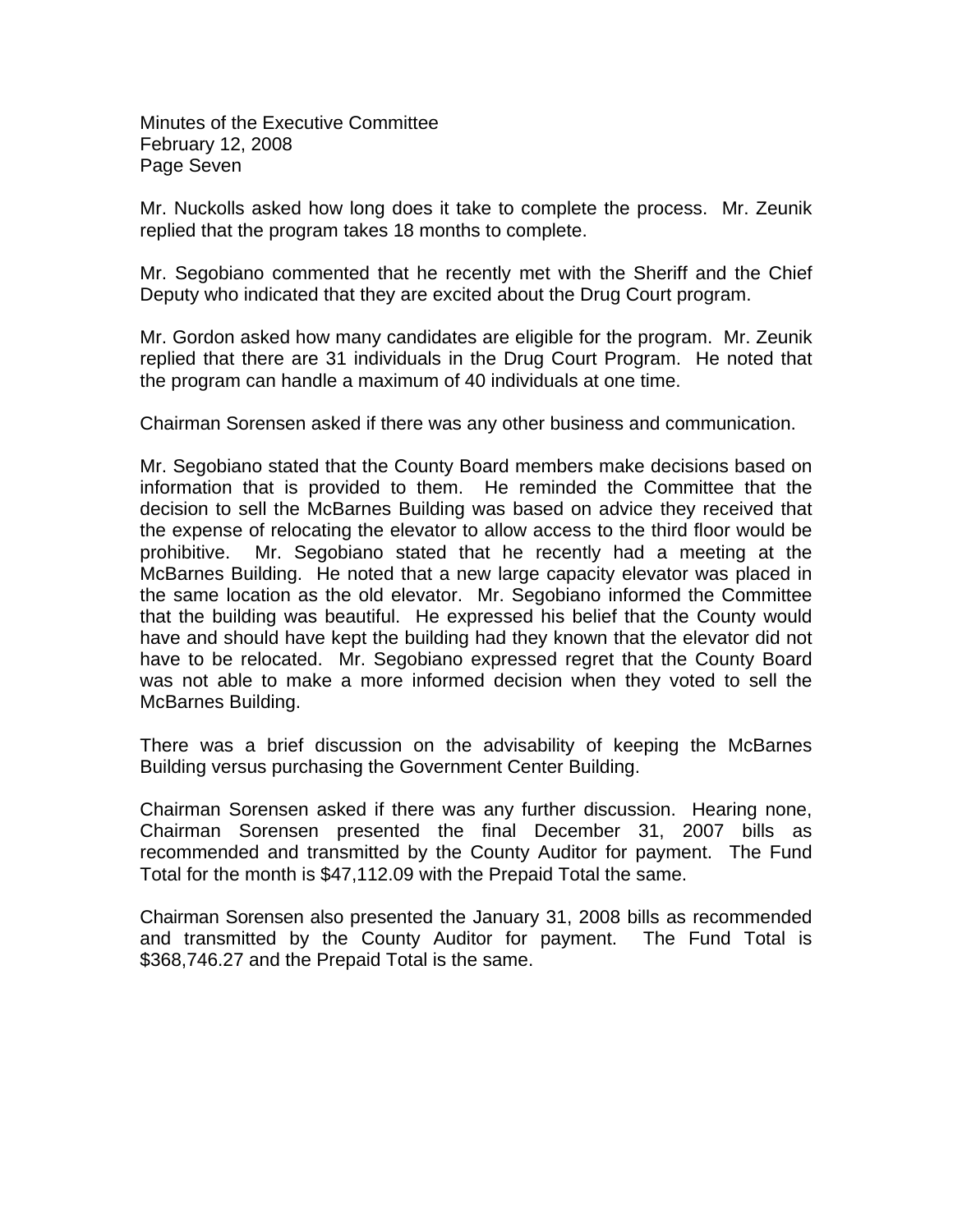Mr. Nuckolls asked how long does it take to complete the process. Mr. Zeunik replied that the program takes 18 months to complete.

Mr. Segobiano commented that he recently met with the Sheriff and the Chief Deputy who indicated that they are excited about the Drug Court program.

Mr. Gordon asked how many candidates are eligible for the program. Mr. Zeunik replied that there are 31 individuals in the Drug Court Program. He noted that the program can handle a maximum of 40 individuals at one time.

Chairman Sorensen asked if there was any other business and communication.

Mr. Segobiano stated that the County Board members make decisions based on information that is provided to them. He reminded the Committee that the decision to sell the McBarnes Building was based on advice they received that the expense of relocating the elevator to allow access to the third floor would be prohibitive. Mr. Segobiano stated that he recently had a meeting at the McBarnes Building. He noted that a new large capacity elevator was placed in the same location as the old elevator. Mr. Segobiano informed the Committee that the building was beautiful. He expressed his belief that the County would have and should have kept the building had they known that the elevator did not have to be relocated. Mr. Segobiano expressed regret that the County Board was not able to make a more informed decision when they voted to sell the McBarnes Building.

There was a brief discussion on the advisability of keeping the McBarnes Building versus purchasing the Government Center Building.

Chairman Sorensen asked if there was any further discussion. Hearing none, Chairman Sorensen presented the final December 31, 2007 bills as recommended and transmitted by the County Auditor for payment. The Fund Total for the month is $47,112.09 with the Prepaid Total the same.

Chairman Sorensen also presented the January 31, 2008 bills as recommended and transmitted by the County Auditor for payment. The Fund Total is $368,746.27 and the Prepaid Total is the same.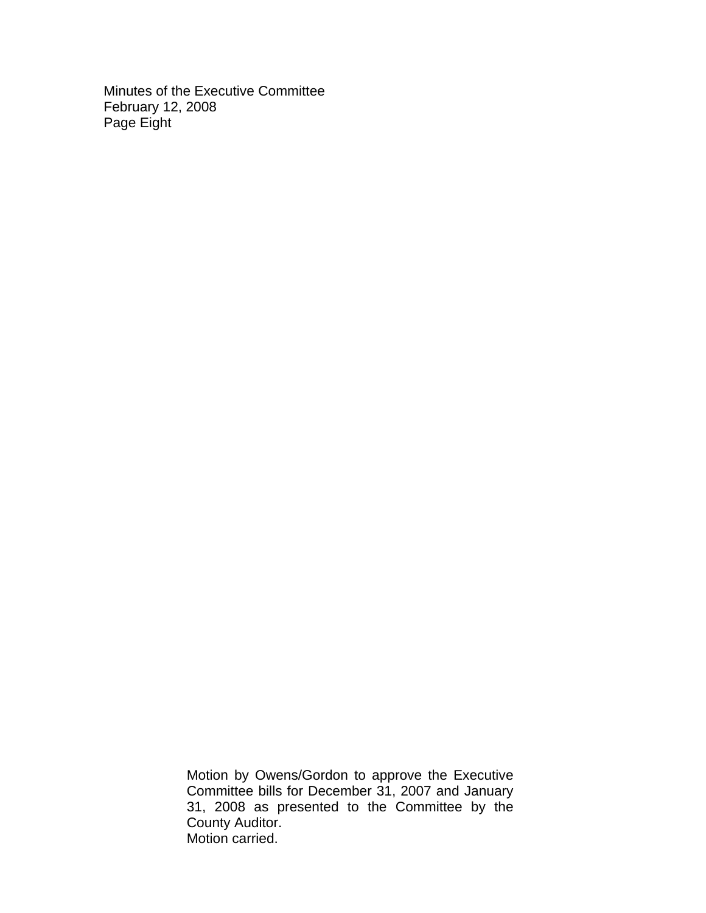Motion by Owens/Gordon to approve the Executive Committee bills for December 31, 2007 and January 31, 2008 as presented to the Committee by the County Auditor.
Motion carried.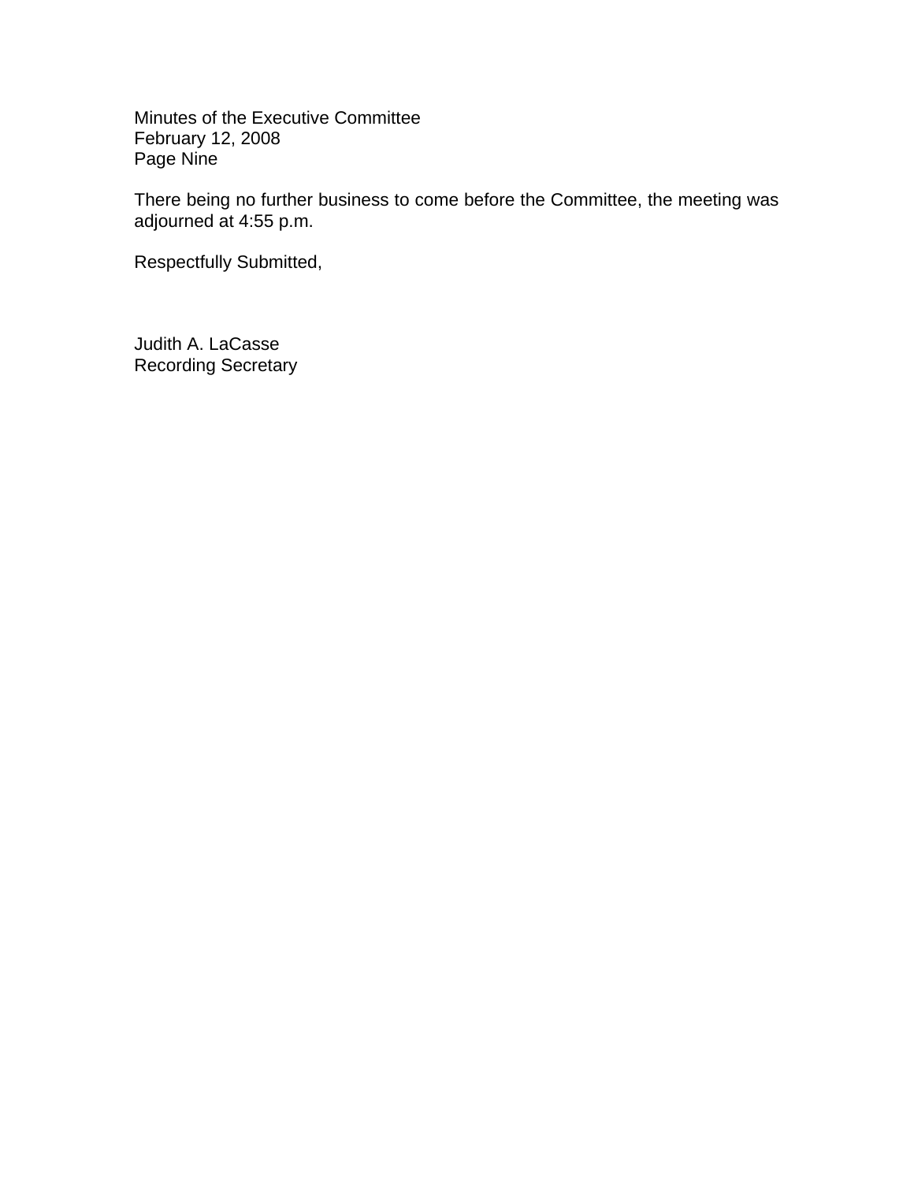There being no further business to come before the Committee, the meeting was adjourned at 4:55 p.m.

Respectfully Submitted,

Judith A. LaCasse
Recording Secretary